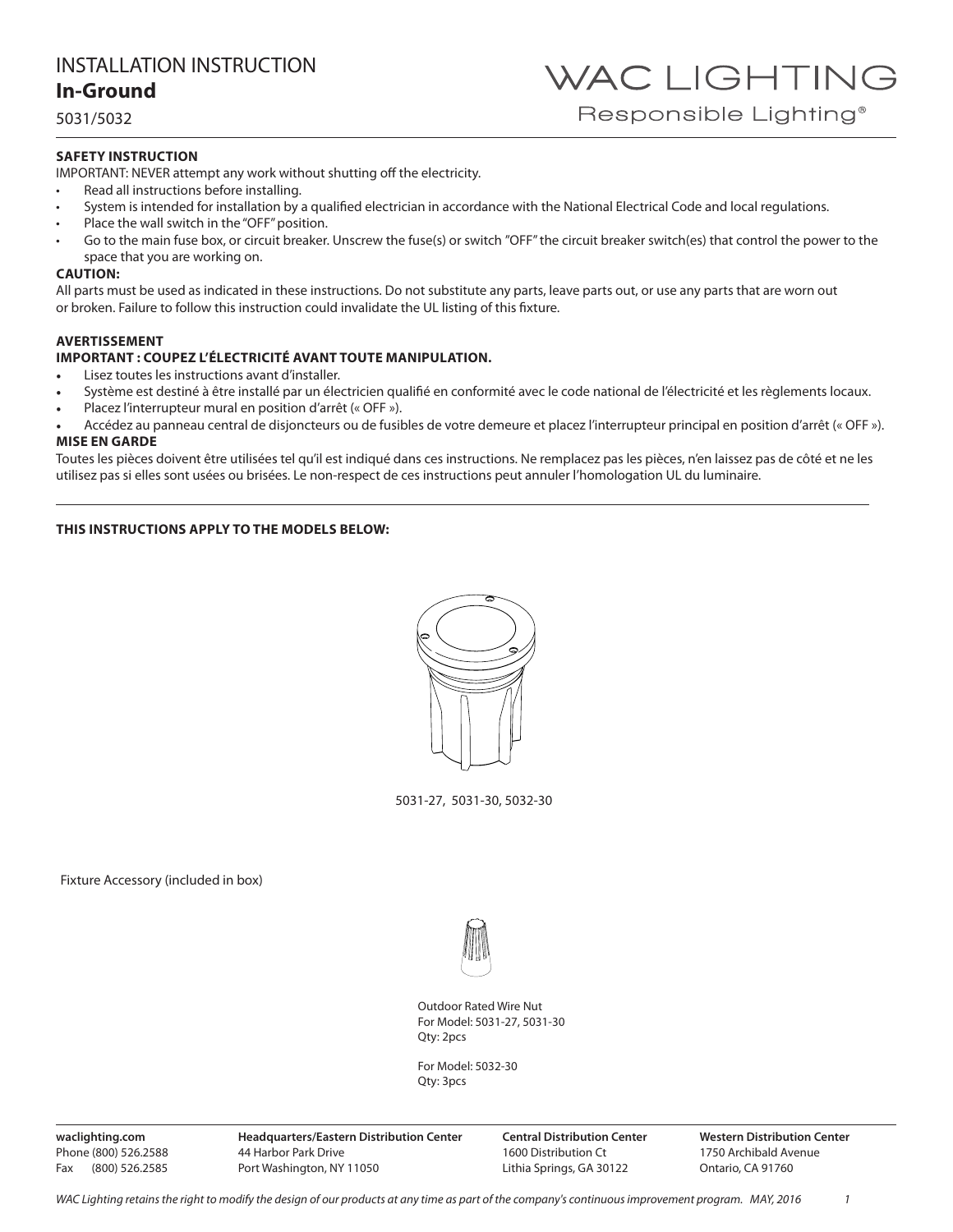# INSTALLATION INSTRUCTION
## In-Ground

5031/5032

WAC LIGHTING
Responsible Lighting®

**SAFETY INSTRUCTION**

IMPORTANT: NEVER attempt any work without shutting off the electricity.

- Read all instructions before installing.
- System is intended for installation by a qualified electrician in accordance with the National Electrical Code and local regulations.
- Place the wall switch in the "OFF" position.
- Go to the main fuse box, or circuit breaker. Unscrew the fuse(s) or switch "OFF" the circuit breaker switch(es) that control the power to the space that you are working on.

**CAUTION:**

All parts must be used as indicated in these instructions. Do not substitute any parts, leave parts out, or use any parts that are worn out or broken. Failure to follow this instruction could invalidate the UL listing of this fixture.

**AVERTISSEMENT**

**IMPORTANT : COUPEZ L'ÉLECTRICITÉ AVANT TOUTE MANIPULATION.**

- Lisez toutes les instructions avant d'installer.
- Système est destiné à être installé par un électricien qualifié en conformité avec le code national de l'électricité et les règlements locaux.
- Placez l'interrupteur mural en position d'arrêt (« OFF »).
- Accédez au panneau central de disjoncteurs ou de fusibles de votre demeure et placez l'interrupteur principal en position d'arrêt (« OFF »).

**MISE EN GARDE**

Toutes les pièces doivent être utilisées tel qu'il est indiqué dans ces instructions. Ne remplacez pas les pièces, n'en laissez pas de côté et ne les utilisez pas si elles sont usées ou brisées. Le non-respect de ces instructions peut annuler l'homologation UL du luminaire.

---

**THIS INSTRUCTIONS APPLY TO THE MODELS BELOW:**

5031-27, 5031-30, 5032-30

Fixture Accessory (included in box)

Outdoor Rated Wire Nut
For Model: 5031-27, 5031-30
Qty: 2pcs

For Model: 5032-30
Qty: 3pcs

---

**waclighting.com**
Phone (800) 526.2588
Fax (800) 526.2585

**Headquarters/Eastern Distribution Center**
44 Harbor Park Drive
Port Washington, NY 11050

**Central Distribution Center**
1600 Distribution Ct
Lithia Springs, GA 30122

**Western Distribution Center**
1750 Archibald Avenue
Ontario, CA 91760

*WAC Lighting retains the right to modify the design of our products at any time as part of the company's continuous improvement program. MAY, 2016*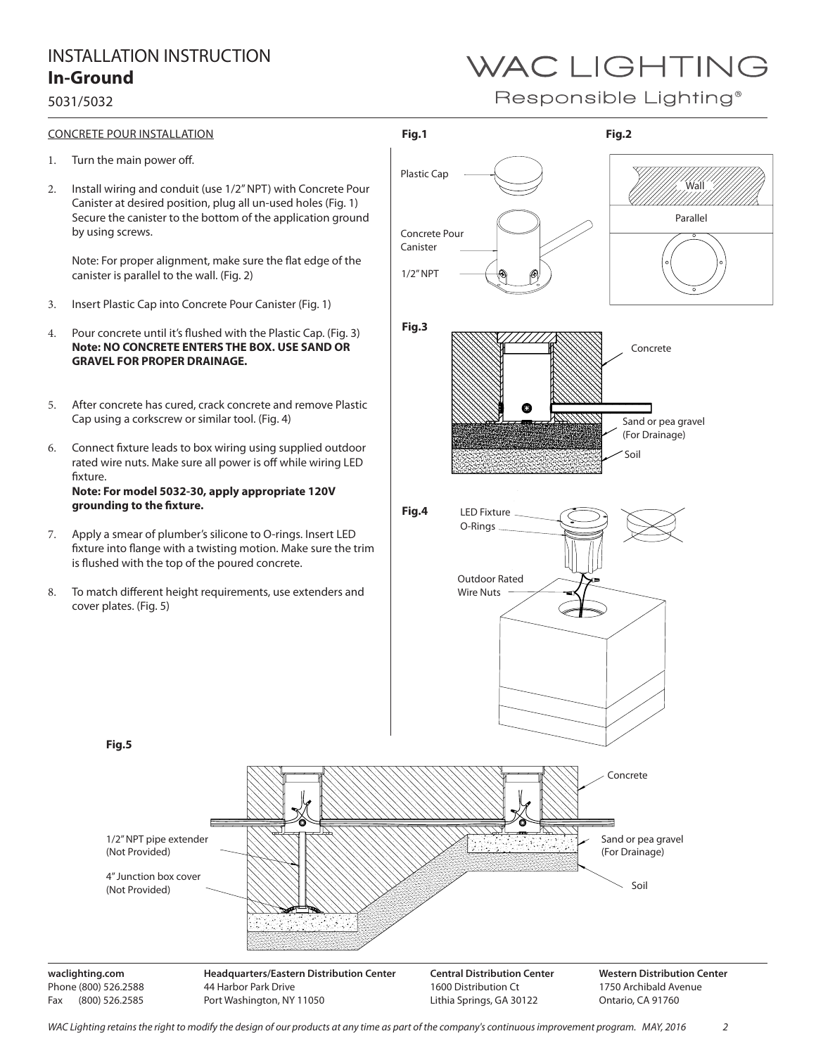# INSTALLATION INSTRUCTION
## In-Ground

5031/5032

WAC LIGHTING
Responsible Lighting®

CONCRETE POUR INSTALLATION

1. Turn the main power off.

2. Install wiring and conduit (use 1/2" NPT) with Concrete Pour Canister at desired position, plug all un-used holes (Fig. 1) Secure the canister to the bottom of the application ground by using screws.

   Note: For proper alignment, make sure the flat edge of the canister is parallel to the wall. (Fig. 2)

3. Insert Plastic Cap into Concrete Pour Canister (Fig. 1)

4. Pour concrete until it's flushed with the Plastic Cap. (Fig. 3)
   **Note: NO CONCRETE ENTERS THE BOX. USE SAND OR GRAVEL FOR PROPER DRAINAGE.**

5. After concrete has cured, crack concrete and remove Plastic Cap using a corkscrew or similar tool. (Fig. 4)

6. Connect fixture leads to box wiring using supplied outdoor rated wire nuts. Make sure all power is off while wiring LED fixture.
   **Note: For model 5032-30, apply appropriate 120V grounding to the fixture.**

7. Apply a smear of plumber's silicone to O-rings. Insert LED fixture into flange with a twisting motion. Make sure the trim is flushed with the top of the poured concrete.

8. To match different height requirements, use extenders and cover plates. (Fig. 5)

**Fig.1**

Plastic Cap
Concrete Pour Canister
1/2" NPT

**Fig.2**

Wall
Parallel

**Fig.3**

Concrete
Sand or pea gravel (For Drainage)
Soil

**Fig.4**

LED Fixture
O-Rings
Outdoor Rated Wire Nuts

**Fig.5**

1/2" NPT pipe extender (Not Provided)
4" Junction box cover (Not Provided)
Concrete
Sand or pea gravel (For Drainage)
Soil

**waclighting.com**
Phone (800) 526.2588
Fax (800) 526.2585

**Headquarters/Eastern Distribution Center**
44 Harbor Park Drive
Port Washington, NY 11050

**Central Distribution Center**
1600 Distribution Ct
Lithia Springs, GA 30122

**Western Distribution Center**
1750 Archibald Avenue
Ontario, CA 91760

*WAC Lighting retains the right to modify the design of our products at any time as part of the company's continuous improvement program. MAY, 2016*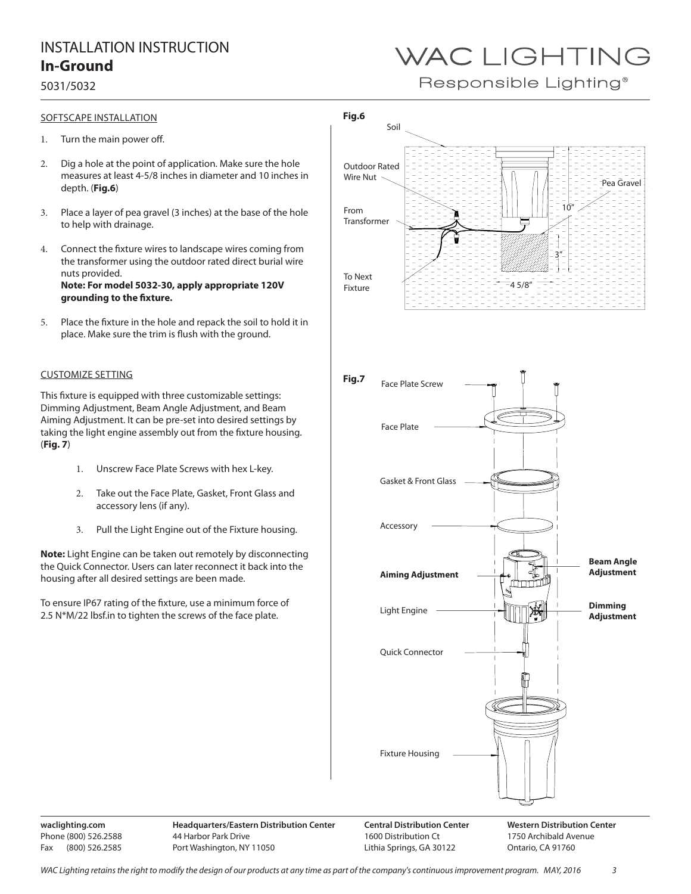# INSTALLATION INSTRUCTION

## In-Ground

5031/5032

### SOFTSCAPE INSTALLATION

1. Turn the main power off.
2. Dig a hole at the point of application. Make sure the hole measures at least 4-5/8 inches in diameter and 10 inches in depth. (**Fig.6**)
3. Place a layer of pea gravel (3 inches) at the base of the hole to help with drainage.
4. Connect the fixture wires to landscape wires coming from the transformer using the outdoor rated direct burial wire nuts provided.
   **Note: For model 5032-30, apply appropriate 120V grounding to the fixture.**
5. Place the fixture in the hole and repack the soil to hold it in place. Make sure the trim is flush with the ground.

### CUSTOMIZE SETTING

This fixture is equipped with three customizable settings: Dimming Adjustment, Beam Angle Adjustment, and Beam Aiming Adjustment. It can be pre-set into desired settings by taking the light engine assembly out from the fixture housing. (**Fig. 7**)

1. Unscrew Face Plate Screws with hex L-key.
2. Take out the Face Plate, Gasket, Front Glass and accessory lens (if any).
3. Pull the Light Engine out of the Fixture housing.

**Note:** Light Engine can be taken out remotely by disconnecting the Quick Connector. Users can later reconnect it back into the housing after all desired settings are been made.

To ensure IP67 rating of the fixture, use a minimum force of 2.5 N*M/22 lbsf.in to tighten the screws of the face plate.

**Fig.6**

Soil, Outdoor Rated Wire Nut, From Transformer, To Next Fixture, Pea Gravel, 10", 3", 4 5/8"

**Fig.7**

Face Plate Screw, Face Plate, Gasket & Front Glass, Accessory, **Aiming Adjustment**, **Beam Angle Adjustment**, Light Engine, **Dimming Adjustment**, Quick Connector, Fixture Housing

**waclighting.com**
Phone (800) 526.2588
Fax (800) 526.2585

**Headquarters/Eastern Distribution Center**
44 Harbor Park Drive
Port Washington, NY 11050

**Central Distribution Center**
1600 Distribution Ct
Lithia Springs, GA 30122

**Western Distribution Center**
1750 Archibald Avenue
Ontario, CA 91760

*WAC Lighting retains the right to modify the design of our products at any time as part of the company's continuous improvement program. MAY, 2016*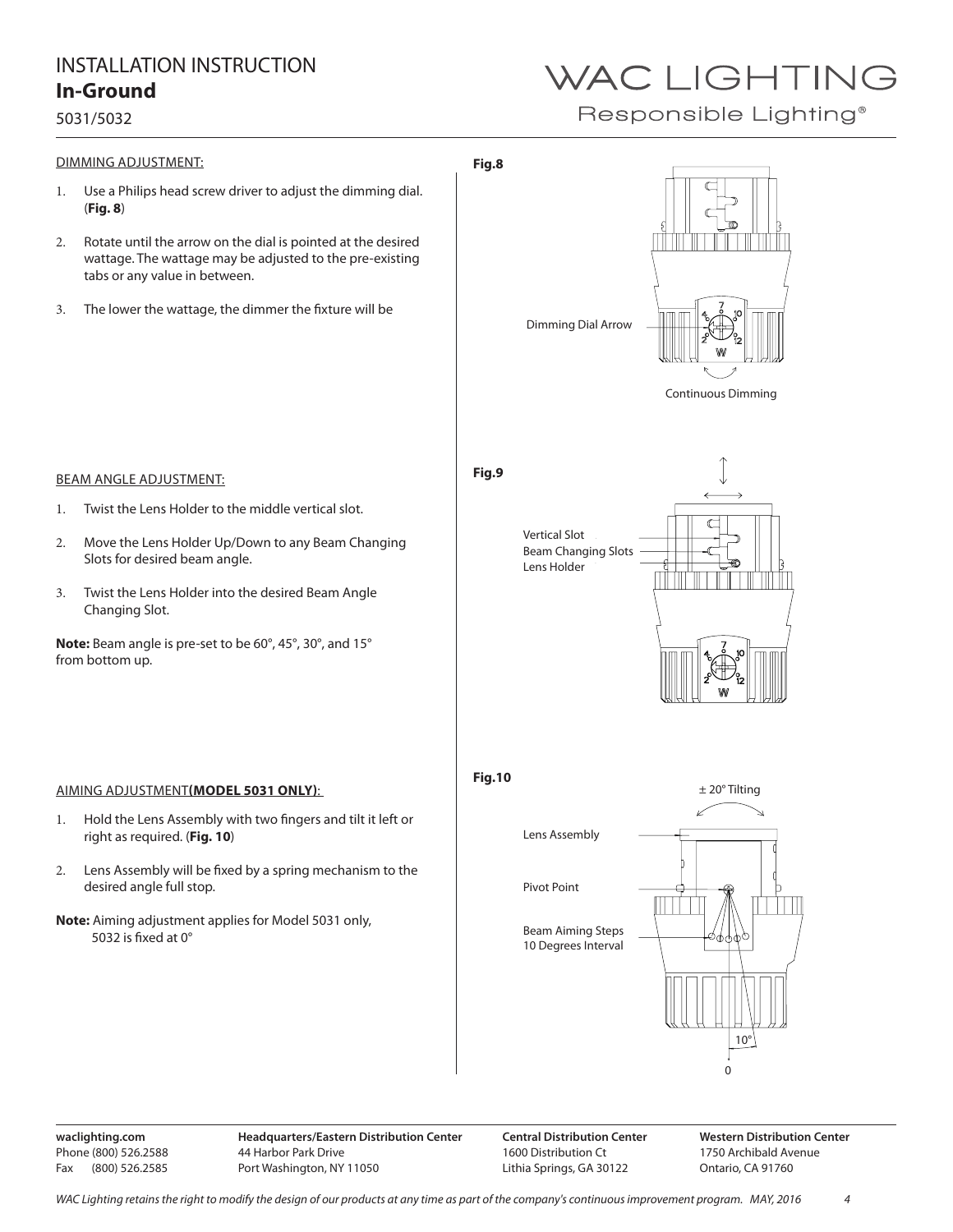## DIMMING ADJUSTMENT:

1. Use a Philips head screw driver to adjust the dimming dial. (**Fig. 8**)
2. Rotate until the arrow on the dial is pointed at the desired wattage. The wattage may be adjusted to the pre-existing tabs or any value in between.
3. The lower the wattage, the dimmer the fixture will be

**Fig.8**

Dimming Dial Arrow

Continuous Dimming

## BEAM ANGLE ADJUSTMENT:

1. Twist the Lens Holder to the middle vertical slot.
2. Move the Lens Holder Up/Down to any Beam Changing Slots for desired beam angle.
3. Twist the Lens Holder into the desired Beam Angle Changing Slot.

**Note:** Beam angle is pre-set to be 60°, 45°, 30°, and 15° from bottom up.

**Fig.9**

Vertical Slot
Beam Changing Slots
Lens Holder

## AIMING ADJUSTMENT**(MODEL 5031 ONLY)**:

1. Hold the Lens Assembly with two fingers and tilt it left or right as required. (**Fig. 10**)
2. Lens Assembly will be fixed by a spring mechanism to the desired angle full stop.

**Note:** Aiming adjustment applies for Model 5031 only, 5032 is fixed at 0°

**Fig.10**

± 20° Tilting

Lens Assembly

Pivot Point

Beam Aiming Steps
10 Degrees Interval

10°

0

**waclighting.com**
Phone (800) 526.2588
Fax (800) 526.2585

**Headquarters/Eastern Distribution Center**
44 Harbor Park Drive
Port Washington, NY 11050

**Central Distribution Center**
1600 Distribution Ct
Lithia Springs, GA 30122

**Western Distribution Center**
1750 Archibald Avenue
Ontario, CA 91760

*WAC Lighting retains the right to modify the design of our products at any time as part of the company's continuous improvement program. MAY, 2016*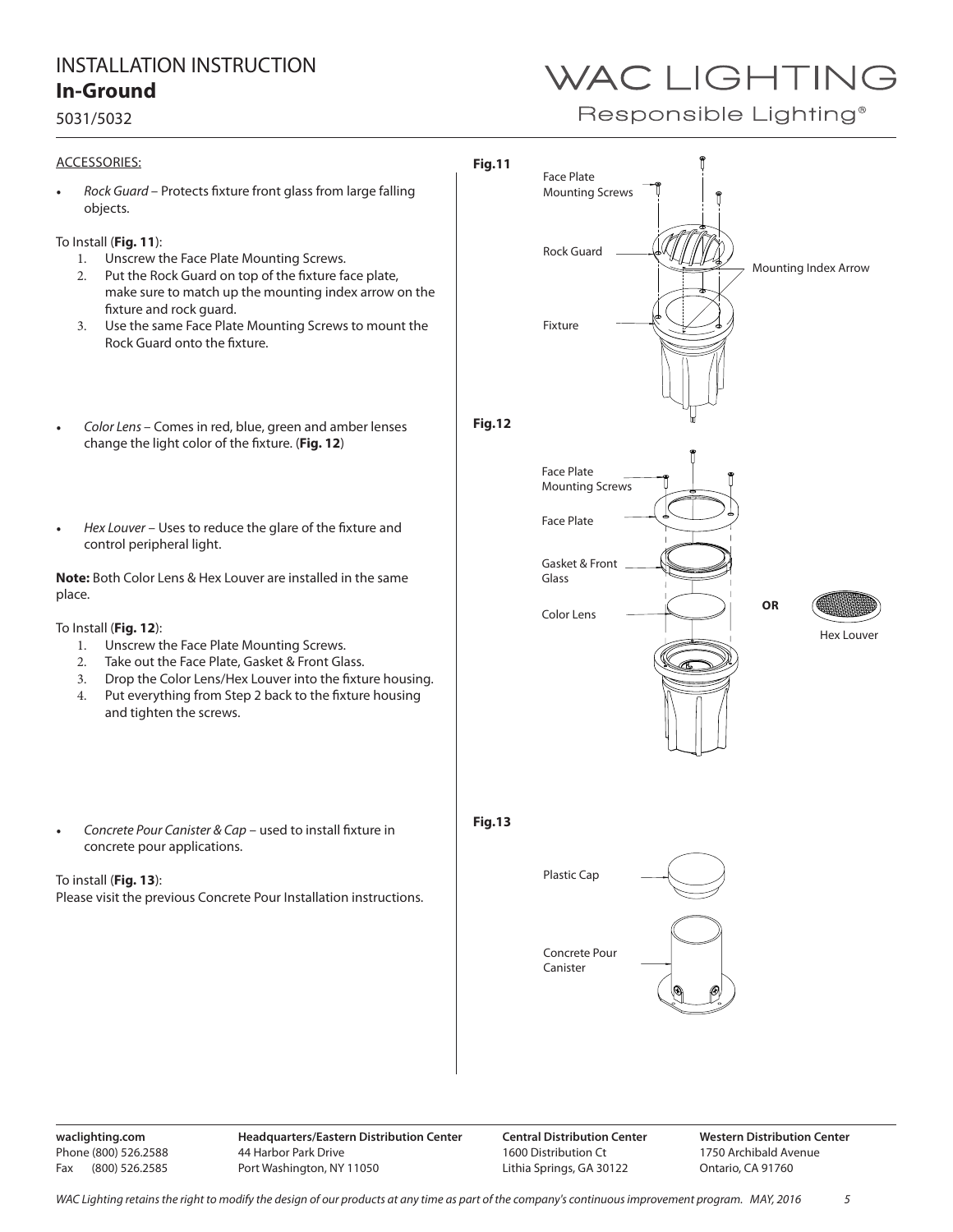## ACCESSORIES:

- *Rock Guard* – Protects fixture front glass from large falling objects.

To Install (**Fig. 11**):

1. Unscrew the Face Plate Mounting Screws.
2. Put the Rock Guard on top of the fixture face plate, make sure to match up the mounting index arrow on the fixture and rock guard.
3. Use the same Face Plate Mounting Screws to mount the Rock Guard onto the fixture.

**Fig.11**

Face Plate Mounting Screws

Rock Guard

Mounting Index Arrow

Fixture

- *Color Lens* – Comes in red, blue, green and amber lenses change the light color of the fixture. (**Fig. 12**)

- *Hex Louver* – Uses to reduce the glare of the fixture and control peripheral light.

**Note:** Both Color Lens & Hex Louver are installed in the same place.

To Install (**Fig. 12**):

1. Unscrew the Face Plate Mounting Screws.
2. Take out the Face Plate, Gasket & Front Glass.
3. Drop the Color Lens/Hex Louver into the fixture housing.
4. Put everything from Step 2 back to the fixture housing and tighten the screws.

**Fig.12**

Face Plate Mounting Screws

Face Plate

Gasket & Front Glass

Color Lens

**OR**

Hex Louver

- *Concrete Pour Canister & Cap* – used to install fixture in concrete pour applications.

To install (**Fig. 13**):
Please visit the previous Concrete Pour Installation instructions.

**Fig.13**

Plastic Cap

Concrete Pour Canister

**waclighting.com**
Phone (800) 526.2588
Fax (800) 526.2585

**Headquarters/Eastern Distribution Center**
44 Harbor Park Drive
Port Washington, NY 11050

**Central Distribution Center**
1600 Distribution Ct
Lithia Springs, GA 30122

**Western Distribution Center**
1750 Archibald Avenue
Ontario, CA 91760

*WAC Lighting retains the right to modify the design of our products at any time as part of the company's continuous improvement program. MAY, 2016*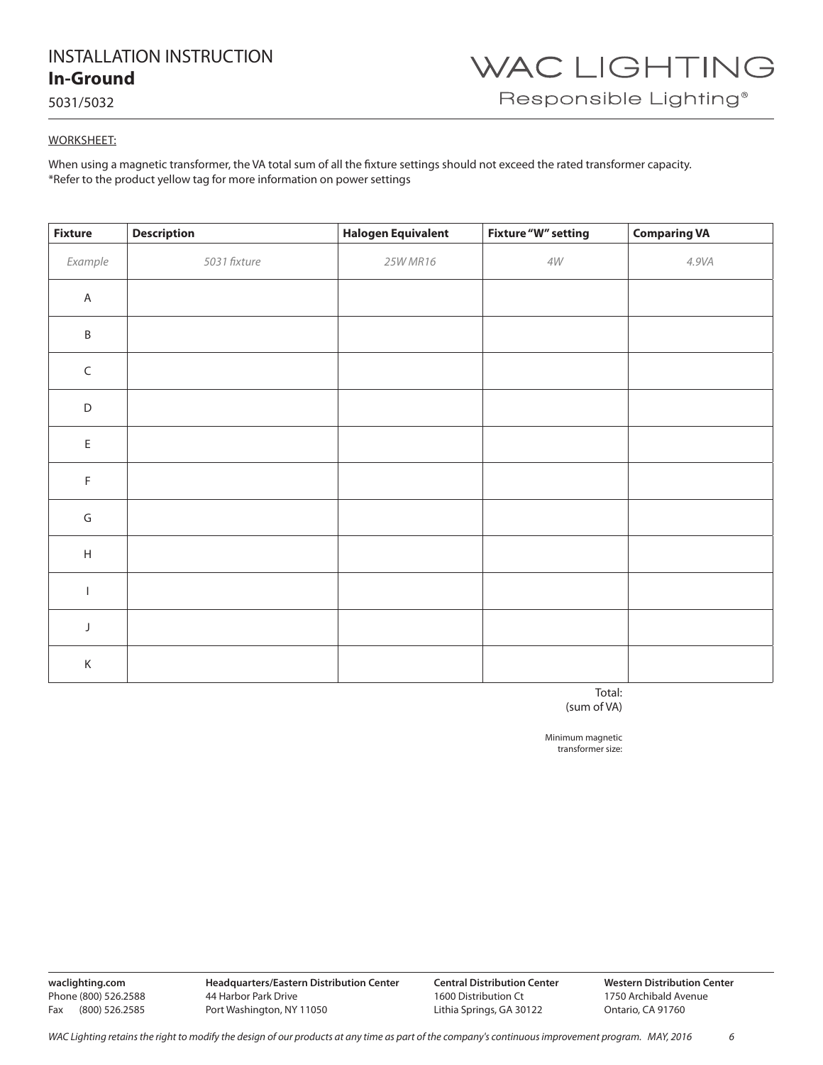WORKSHEET:

When using a magnetic transformer, the VA total sum of all the fixture settings should not exceed the rated transformer capacity.
*Refer to the product yellow tag for more information on power settings

| Fixture | Description | Halogen Equivalent | Fixture "W" setting | Comparing VA |
|---|---|---|---|---|
| *Example* | *5031 fixture* | *25W MR16* | *4W* | *4.9VA* |
| A | | | | |
| B | | | | |
| C | | | | |
| D | | | | |
| E | | | | |
| F | | | | |
| G | | | | |
| H | | | | |
| I | | | | |
| J | | | | |
| K | | | | |

Total:
(sum of VA)

Minimum magnetic
transformer size:

**waclighting.com**
Phone (800) 526.2588
Fax (800) 526.2585

**Headquarters/Eastern Distribution Center**
44 Harbor Park Drive
Port Washington, NY 11050

**Central Distribution Center**
1600 Distribution Ct
Lithia Springs, GA 30122

**Western Distribution Center**
1750 Archibald Avenue
Ontario, CA 91760

*WAC Lighting retains the right to modify the design of our products at any time as part of the company's continuous improvement program. MAY, 2016*